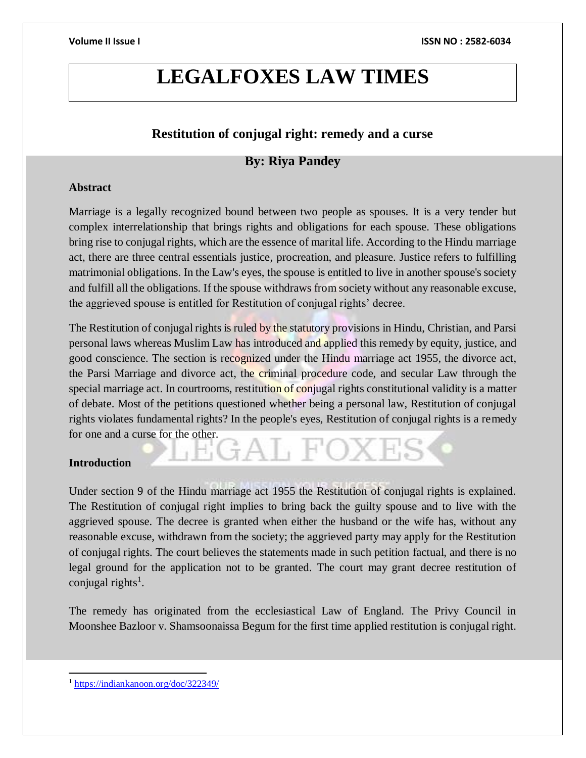# LEGALFOXES LAW TIMES

## Restitution of conjugal right: remedy and a curse

**By: Riya Pandey**

### Abstract

Marriage is a legally recognized bound between two people as spouses. It is a very tender but complex interrelationship that brings rights and obligations for each spouse. These obligations bring rise to conjugal rights, which are the essence of marital life. According to the Hindu marriage act, there are three central essentials justice, procreation, and pleasure. Justice refers to fulfilling matrimonial obligations. In the Law's eyes, the spouse is entitled to live in another spouse's society and fulfill all the obligations. If the spouse withdraws from society without any reasonable excuse, the aggrieved spouse is entitled for Restitution of conjugal rights' decree.

The Restitution of conjugal rights is ruled by the statutory provisions in Hindu, Christian, and Parsi personal laws whereas Muslim Law has introduced and applied this remedy by equity, justice, and good conscience. The section is recognized under the Hindu marriage act 1955, the divorce act, the Parsi Marriage and divorce act, the criminal procedure code, and secular Law through the special marriage act. In courtrooms, restitution of conjugal rights constitutional validity is a matter of debate. Most of the petitions questioned whether being a personal law, Restitution of conjugal rights violates fundamental rights? In the people's eyes, Restitution of conjugal rights is a remedy for one and a curse for the other.

### Introduction

Under section 9 of the Hindu marriage act 1955 the Restitution of conjugal rights is explained. The Restitution of conjugal right implies to bring back the guilty spouse and to live with the aggrieved spouse. The decree is granted when either the husband or the wife has, without any reasonable excuse, withdrawn from the society; the aggrieved party may apply for the Restitution of conjugal rights. The court believes the statements made in such petition factual, and there is no legal ground for the application not to be granted. The court may grant decree restitution of conjugal rights[1].

The remedy has originated from the ecclesiastical Law of England. The Privy Council in Moonshee Bazloor v. Shamsoonaissa Begum for the first time applied restitution is conjugal right.

---

[1] https://indiankanoon.org/doc/322349/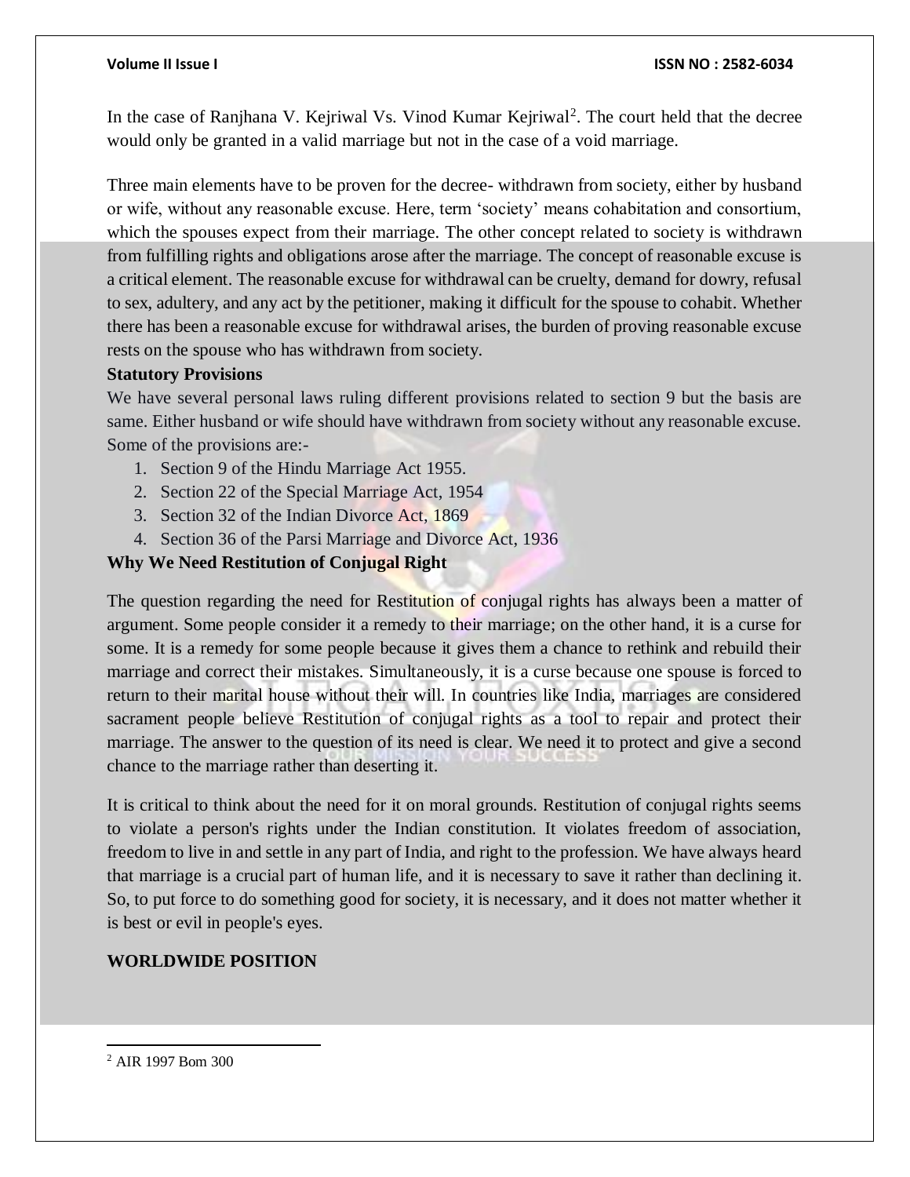In the case of Ranjhana V. Kejriwal Vs. Vinod Kumar Kejriwal[2]. The court held that the decree would only be granted in a valid marriage but not in the case of a void marriage.

Three main elements have to be proven for the decree- withdrawn from society, either by husband or wife, without any reasonable excuse. Here, term 'society' means cohabitation and consortium, which the spouses expect from their marriage. The other concept related to society is withdrawn from fulfilling rights and obligations arose after the marriage. The concept of reasonable excuse is a critical element. The reasonable excuse for withdrawal can be cruelty, demand for dowry, refusal to sex, adultery, and any act by the petitioner, making it difficult for the spouse to cohabit. Whether there has been a reasonable excuse for withdrawal arises, the burden of proving reasonable excuse rests on the spouse who has withdrawn from society.

**Statutory Provisions**

We have several personal laws ruling different provisions related to section 9 but the basis are same. Either husband or wife should have withdrawn from society without any reasonable excuse. Some of the provisions are:-

1. Section 9 of the Hindu Marriage Act 1955.
2. Section 22 of the Special Marriage Act, 1954
3. Section 32 of the Indian Divorce Act, 1869
4. Section 36 of the Parsi Marriage and Divorce Act, 1936

**Why We Need Restitution of Conjugal Right**

The question regarding the need for Restitution of conjugal rights has always been a matter of argument. Some people consider it a remedy to their marriage; on the other hand, it is a curse for some. It is a remedy for some people because it gives them a chance to rethink and rebuild their marriage and correct their mistakes. Simultaneously, it is a curse because one spouse is forced to return to their marital house without their will. In countries like India, marriages are considered sacrament people believe Restitution of conjugal rights as a tool to repair and protect their marriage. The answer to the question of its need is clear. We need it to protect and give a second chance to the marriage rather than deserting it.

It is critical to think about the need for it on moral grounds. Restitution of conjugal rights seems to violate a person's rights under the Indian constitution. It violates freedom of association, freedom to live in and settle in any part of India, and right to the profession. We have always heard that marriage is a crucial part of human life, and it is necessary to save it rather than declining it. So, to put force to do something good for society, it is necessary, and it does not matter whether it is best or evil in people's eyes.

**WORLDWIDE POSITION**

[2] AIR 1997 Bom 300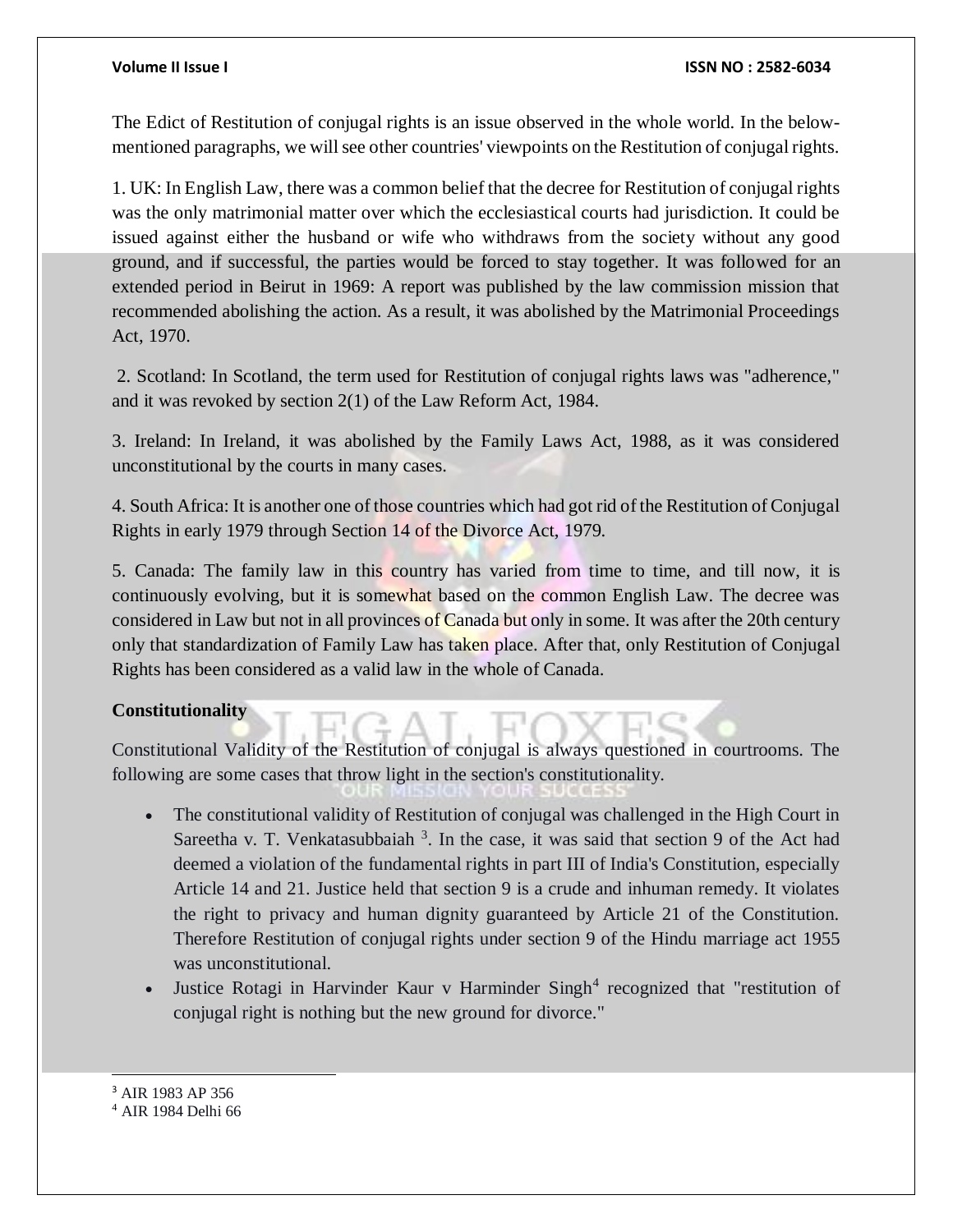The Edict of Restitution of conjugal rights is an issue observed in the whole world. In the below-mentioned paragraphs, we will see other countries' viewpoints on the Restitution of conjugal rights.

1. UK: In English Law, there was a common belief that the decree for Restitution of conjugal rights was the only matrimonial matter over which the ecclesiastical courts had jurisdiction. It could be issued against either the husband or wife who withdraws from the society without any good ground, and if successful, the parties would be forced to stay together. It was followed for an extended period in Beirut in 1969: A report was published by the law commission mission that recommended abolishing the action. As a result, it was abolished by the Matrimonial Proceedings Act, 1970.

2. Scotland: In Scotland, the term used for Restitution of conjugal rights laws was "adherence," and it was revoked by section 2(1) of the Law Reform Act, 1984.

3. Ireland: In Ireland, it was abolished by the Family Laws Act, 1988, as it was considered unconstitutional by the courts in many cases.

4. South Africa: It is another one of those countries which had got rid of the Restitution of Conjugal Rights in early 1979 through Section 14 of the Divorce Act, 1979.

5. Canada: The family law in this country has varied from time to time, and till now, it is continuously evolving, but it is somewhat based on the common English Law. The decree was considered in Law but not in all provinces of Canada but only in some. It was after the 20th century only that standardization of Family Law has taken place. After that, only Restitution of Conjugal Rights has been considered as a valid law in the whole of Canada.

**Constitutionality**

Constitutional Validity of the Restitution of conjugal is always questioned in courtrooms. The following are some cases that throw light in the section's constitutionality.

- The constitutional validity of Restitution of conjugal was challenged in the High Court in Sareetha v. T. Venkatasubbaiah [3]. In the case, it was said that section 9 of the Act had deemed a violation of the fundamental rights in part III of India's Constitution, especially Article 14 and 21. Justice held that section 9 is a crude and inhuman remedy. It violates the right to privacy and human dignity guaranteed by Article 21 of the Constitution. Therefore Restitution of conjugal rights under section 9 of the Hindu marriage act 1955 was unconstitutional.
- Justice Rotagi in Harvinder Kaur v Harminder Singh[4] recognized that "restitution of conjugal right is nothing but the new ground for divorce."

---

[3] AIR 1983 AP 356

[4] AIR 1984 Delhi 66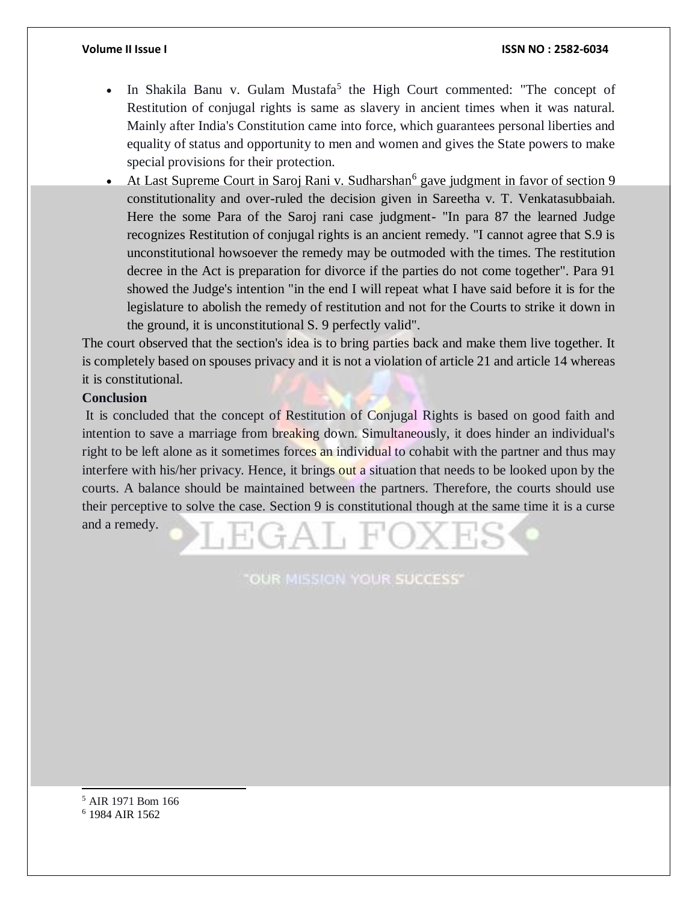- In Shakila Banu v. Gulam Mustafa[5] the High Court commented: "The concept of Restitution of conjugal rights is same as slavery in ancient times when it was natural. Mainly after India's Constitution came into force, which guarantees personal liberties and equality of status and opportunity to men and women and gives the State powers to make special provisions for their protection.
- At Last Supreme Court in Saroj Rani v. Sudharshan[6] gave judgment in favor of section 9 constitutionality and over-ruled the decision given in Sareetha v. T. Venkatasubbaiah. Here the some Para of the Saroj rani case judgment- "In para 87 the learned Judge recognizes Restitution of conjugal rights is an ancient remedy. "I cannot agree that S.9 is unconstitutional howsoever the remedy may be outmoded with the times. The restitution decree in the Act is preparation for divorce if the parties do not come together". Para 91 showed the Judge's intention "in the end I will repeat what I have said before it is for the legislature to abolish the remedy of restitution and not for the Courts to strike it down in the ground, it is unconstitutional S. 9 perfectly valid".

The court observed that the section's idea is to bring parties back and make them live together. It is completely based on spouses privacy and it is not a violation of article 21 and article 14 whereas it is constitutional.

**Conclusion**

It is concluded that the concept of Restitution of Conjugal Rights is based on good faith and intention to save a marriage from breaking down. Simultaneously, it does hinder an individual's right to be left alone as it sometimes forces an individual to cohabit with the partner and thus may interfere with his/her privacy. Hence, it brings out a situation that needs to be looked upon by the courts. A balance should be maintained between the partners. Therefore, the courts should use their perceptive to solve the case. Section 9 is constitutional though at the same time it is a curse and a remedy.

---

[5] AIR 1971 Bom 166

[6] 1984 AIR 1562